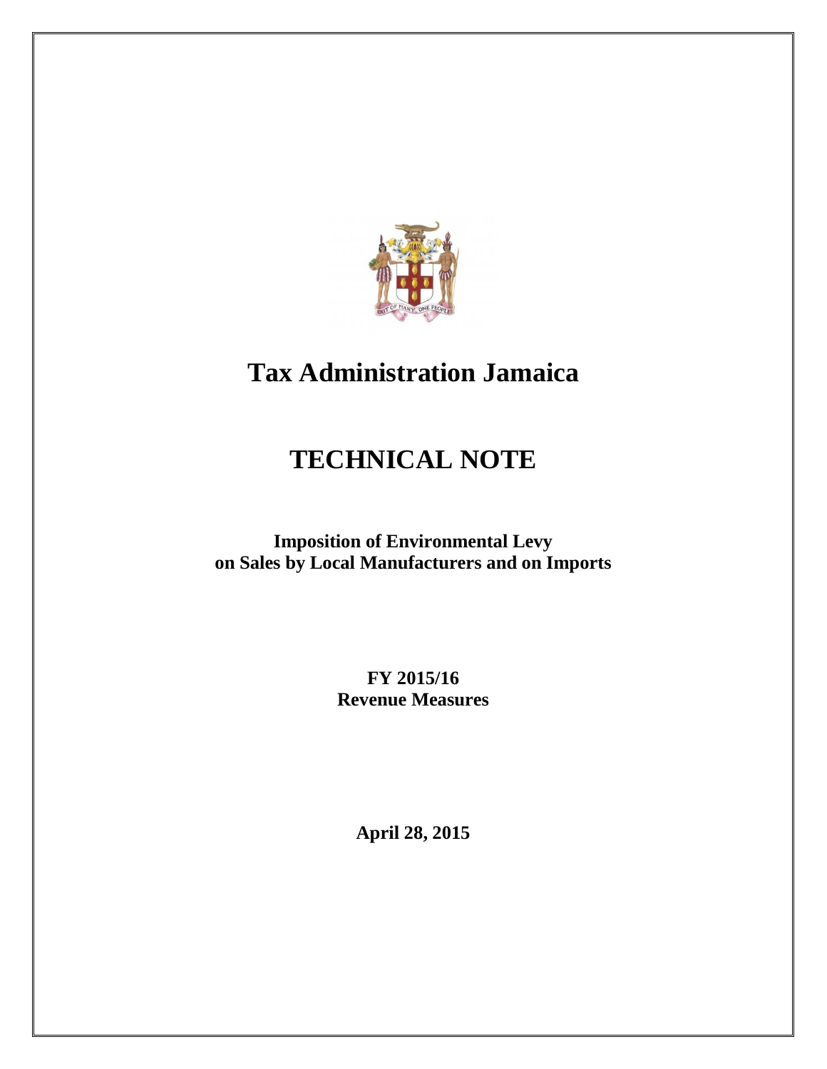# Tax Administration Jamaica

# TECHNICAL NOTE

**Imposition of Environmental Levy on Sales by Local Manufacturers and on Imports**

**FY 2015/16**
**Revenue Measures**

**April 28, 2015**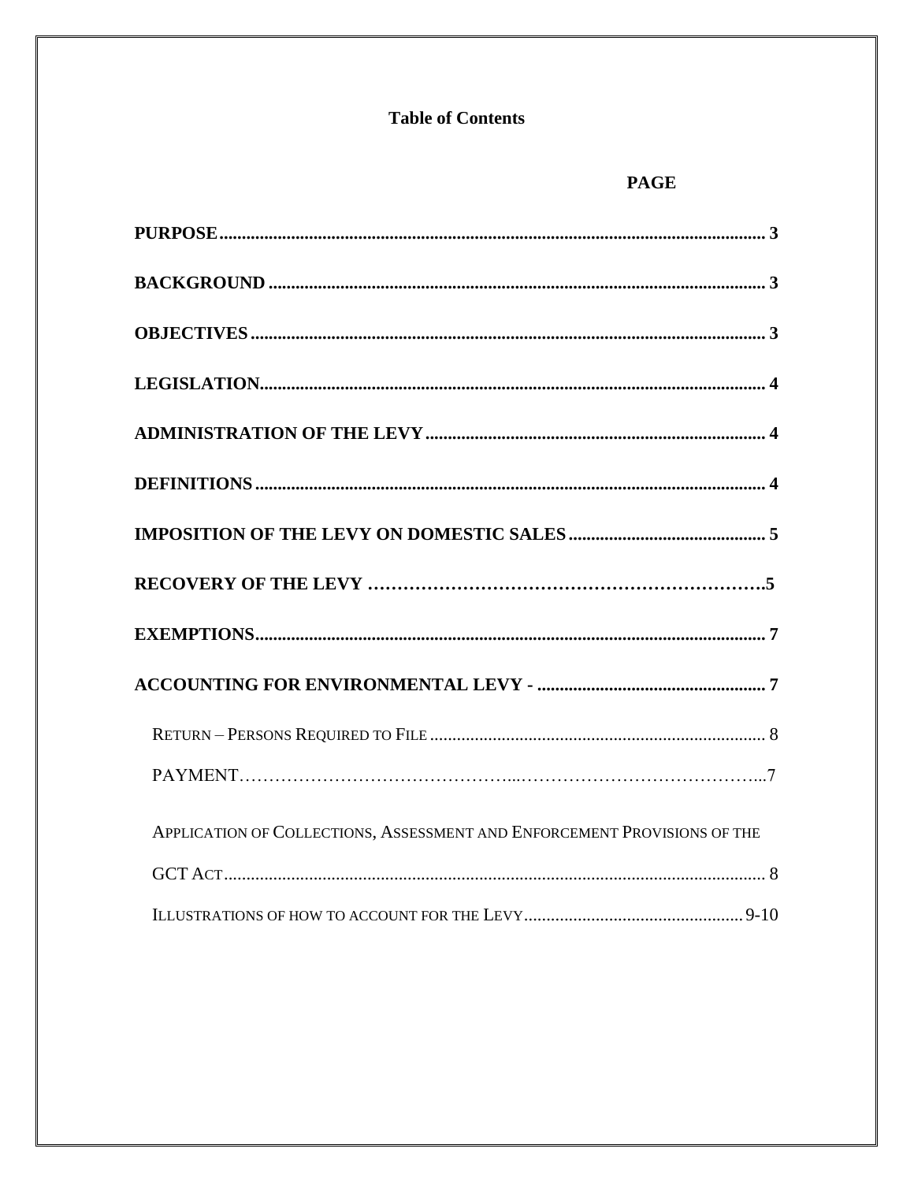**Table of Contents**

| | **PAGE** |
|---|---|
| **PURPOSE** | **3** |
| **BACKGROUND** | **3** |
| **OBJECTIVES** | **3** |
| **LEGISLATION** | **4** |
| **ADMINISTRATION OF THE LEVY** | **4** |
| **DEFINITIONS** | **4** |
| **IMPOSITION OF THE LEVY ON DOMESTIC SALES** | **5** |
| **RECOVERY OF THE LEVY** | **5** |
| **EXEMPTIONS** | **7** |
| **ACCOUNTING FOR ENVIRONMENTAL LEVY -** | **7** |
| RETURN – PERSONS REQUIRED TO FILE | 8 |
| PAYMENT | 7 |
| APPLICATION OF COLLECTIONS, ASSESSMENT AND ENFORCEMENT PROVISIONS OF THE GCT ACT | 8 |
| ILLUSTRATIONS OF HOW TO ACCOUNT FOR THE LEVY | 9-10 |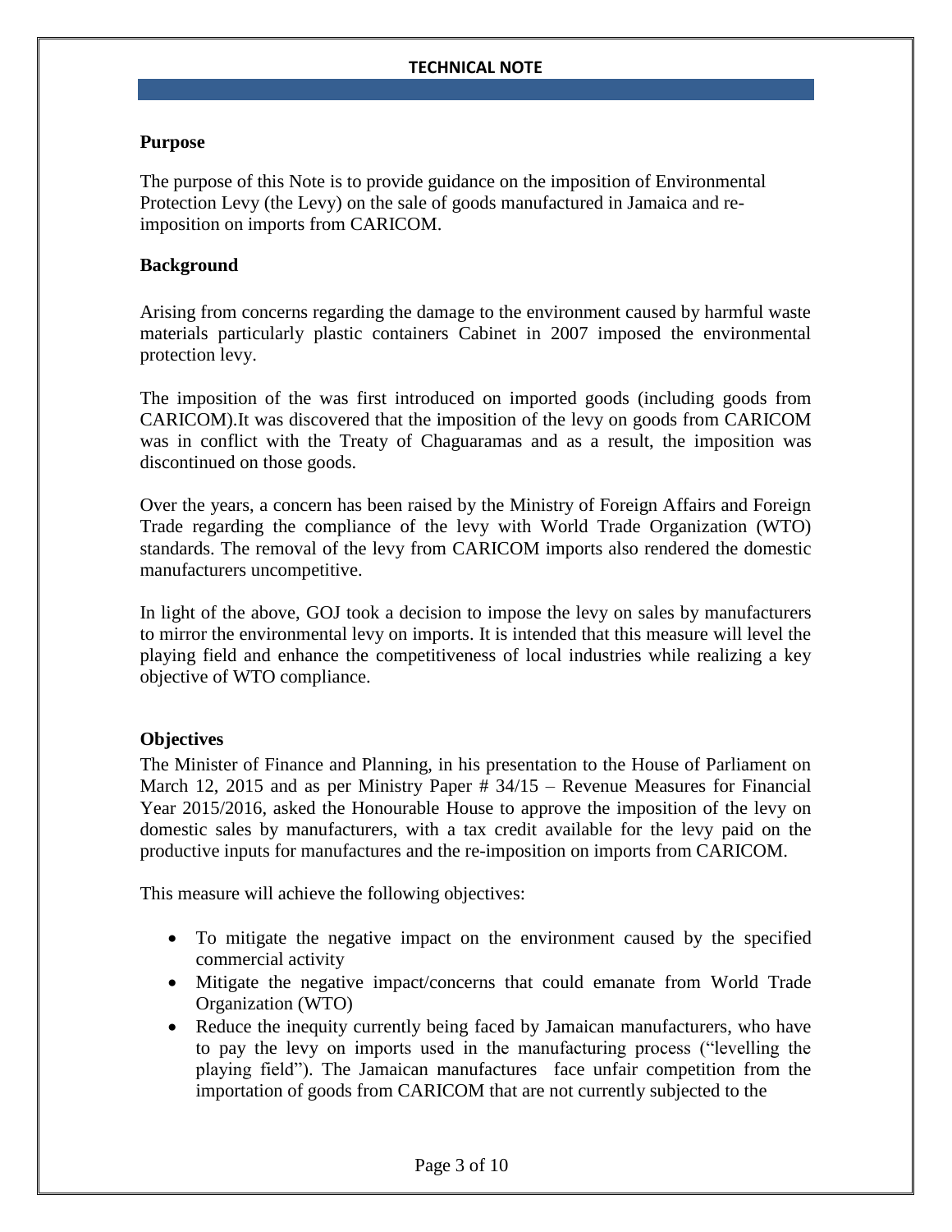## Purpose

The purpose of this Note is to provide guidance on the imposition of Environmental Protection Levy (the Levy) on the sale of goods manufactured in Jamaica and re-imposition on imports from CARICOM.

## Background

Arising from concerns regarding the damage to the environment caused by harmful waste materials particularly plastic containers Cabinet in 2007 imposed the environmental protection levy.

The imposition of the was first introduced on imported goods (including goods from CARICOM).It was discovered that the imposition of the levy on goods from CARICOM was in conflict with the Treaty of Chaguaramas and as a result, the imposition was discontinued on those goods.

Over the years, a concern has been raised by the Ministry of Foreign Affairs and Foreign Trade regarding the compliance of the levy with World Trade Organization (WTO) standards. The removal of the levy from CARICOM imports also rendered the domestic manufacturers uncompetitive.

In light of the above, GOJ took a decision to impose the levy on sales by manufacturers to mirror the environmental levy on imports. It is intended that this measure will level the playing field and enhance the competitiveness of local industries while realizing a key objective of WTO compliance.

## Objectives

The Minister of Finance and Planning, in his presentation to the House of Parliament on March 12, 2015 and as per Ministry Paper # 34/15 – Revenue Measures for Financial Year 2015/2016, asked the Honourable House to approve the imposition of the levy on domestic sales by manufacturers, with a tax credit available for the levy paid on the productive inputs for manufactures and the re-imposition on imports from CARICOM.

This measure will achieve the following objectives:

- To mitigate the negative impact on the environment caused by the specified commercial activity
- Mitigate the negative impact/concerns that could emanate from World Trade Organization (WTO)
- Reduce the inequity currently being faced by Jamaican manufacturers, who have to pay the levy on imports used in the manufacturing process ("levelling the playing field"). The Jamaican manufactures face unfair competition from the importation of goods from CARICOM that are not currently subjected to the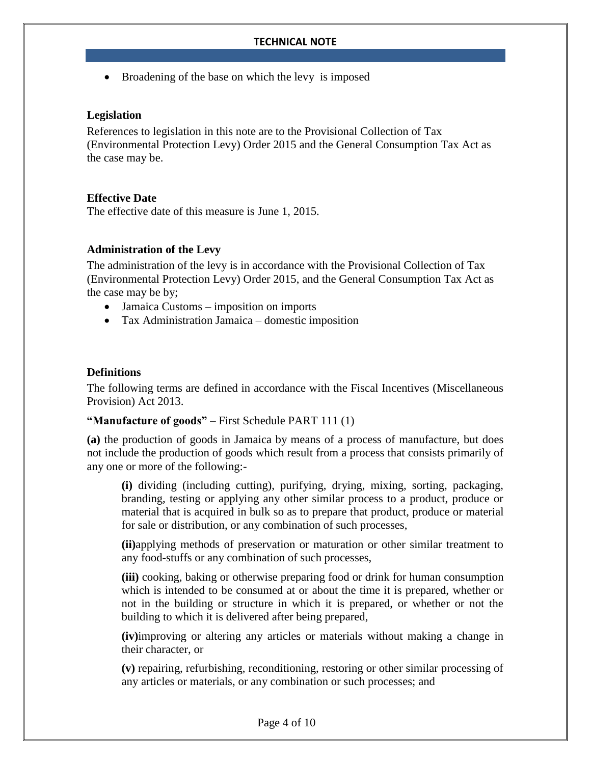- Broadening of the base on which the levy is imposed

### Legislation

References to legislation in this note are to the Provisional Collection of Tax (Environmental Protection Levy) Order 2015 and the General Consumption Tax Act as the case may be.

### Effective Date

The effective date of this measure is June 1, 2015.

### Administration of the Levy

The administration of the levy is in accordance with the Provisional Collection of Tax (Environmental Protection Levy) Order 2015, and the General Consumption Tax Act as the case may be by;

- Jamaica Customs – imposition on imports
- Tax Administration Jamaica – domestic imposition

### Definitions

The following terms are defined in accordance with the Fiscal Incentives (Miscellaneous Provision) Act 2013.

**"Manufacture of goods"** – First Schedule PART 111 (1)

**(a)** the production of goods in Jamaica by means of a process of manufacture, but does not include the production of goods which result from a process that consists primarily of any one or more of the following:-

> **(i)** dividing (including cutting), purifying, drying, mixing, sorting, packaging, branding, testing or applying any other similar process to a product, produce or material that is acquired in bulk so as to prepare that product, produce or material for sale or distribution, or any combination of such processes,
>
> **(ii)**applying methods of preservation or maturation or other similar treatment to any food-stuffs or any combination of such processes,
>
> **(iii)** cooking, baking or otherwise preparing food or drink for human consumption which is intended to be consumed at or about the time it is prepared, whether or not in the building or structure in which it is prepared, or whether or not the building to which it is delivered after being prepared,
>
> **(iv)**improving or altering any articles or materials without making a change in their character, or
>
> **(v)** repairing, refurbishing, reconditioning, restoring or other similar processing of any articles or materials, or any combination or such processes; and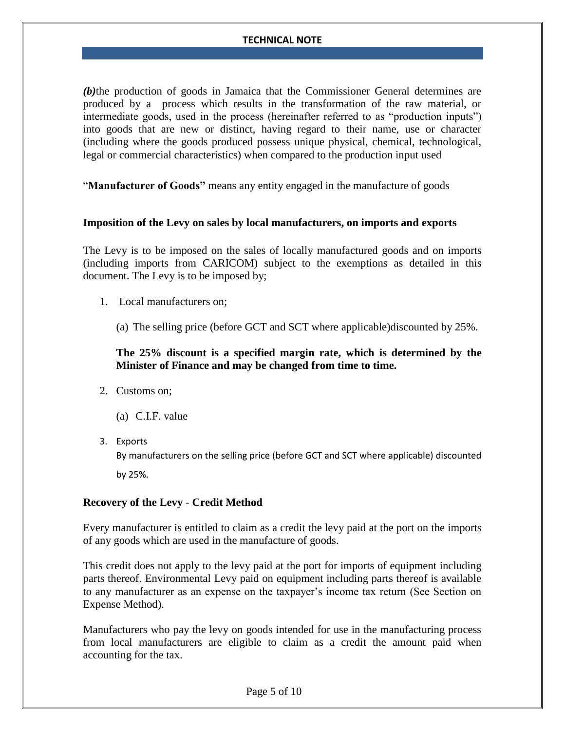***(b)***the production of goods in Jamaica that the Commissioner General determines are produced by a process which results in the transformation of the raw material, or intermediate goods, used in the process (hereinafter referred to as "production inputs") into goods that are new or distinct, having regard to their name, use or character (including where the goods produced possess unique physical, chemical, technological, legal or commercial characteristics) when compared to the production input used

"**Manufacturer of Goods"** means any entity engaged in the manufacture of goods

**Imposition of the Levy on sales by local manufacturers, on imports and exports**

The Levy is to be imposed on the sales of locally manufactured goods and on imports (including imports from CARICOM) subject to the exemptions as detailed in this document. The Levy is to be imposed by;

1. Local manufacturers on;

   (a) The selling price (before GCT and SCT where applicable)discounted by 25%.

   **The 25% discount is a specified margin rate, which is determined by the Minister of Finance and may be changed from time to time.**

2. Customs on;

   (a) C.I.F. value

3. Exports

   By manufacturers on the selling price (before GCT and SCT where applicable) discounted by 25%.

**Recovery of the Levy - Credit Method**

Every manufacturer is entitled to claim as a credit the levy paid at the port on the imports of any goods which are used in the manufacture of goods.

This credit does not apply to the levy paid at the port for imports of equipment including parts thereof. Environmental Levy paid on equipment including parts thereof is available to any manufacturer as an expense on the taxpayer's income tax return (See Section on Expense Method).

Manufacturers who pay the levy on goods intended for use in the manufacturing process from local manufacturers are eligible to claim as a credit the amount paid when accounting for the tax.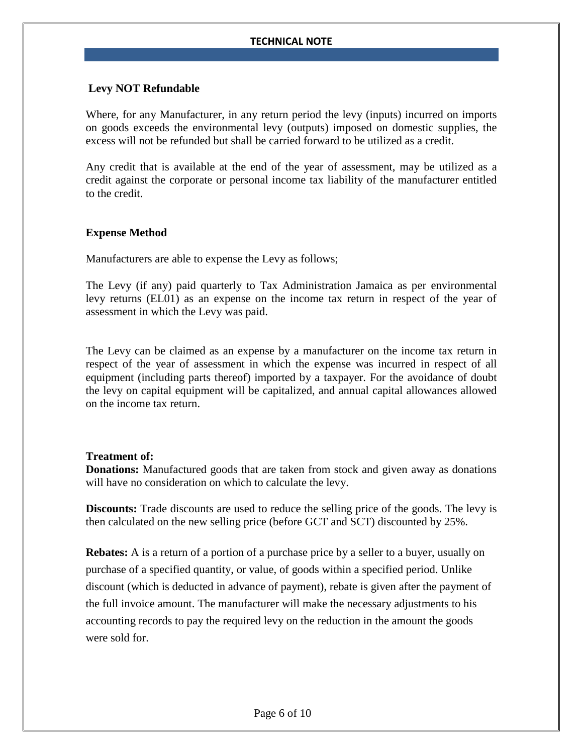**Levy NOT Refundable**

Where, for any Manufacturer, in any return period the levy (inputs) incurred on imports on goods exceeds the environmental levy (outputs) imposed on domestic supplies, the excess will not be refunded but shall be carried forward to be utilized as a credit.

Any credit that is available at the end of the year of assessment, may be utilized as a credit against the corporate or personal income tax liability of the manufacturer entitled to the credit.

**Expense Method**

Manufacturers are able to expense the Levy as follows;

The Levy (if any) paid quarterly to Tax Administration Jamaica as per environmental levy returns (EL01) as an expense on the income tax return in respect of the year of assessment in which the Levy was paid.

The Levy can be claimed as an expense by a manufacturer on the income tax return in respect of the year of assessment in which the expense was incurred in respect of all equipment (including parts thereof) imported by a taxpayer. For the avoidance of doubt the levy on capital equipment will be capitalized, and annual capital allowances allowed on the income tax return.

**Treatment of:**

**Donations:** Manufactured goods that are taken from stock and given away as donations will have no consideration on which to calculate the levy.

**Discounts:** Trade discounts are used to reduce the selling price of the goods. The levy is then calculated on the new selling price (before GCT and SCT) discounted by 25%.

**Rebates:** A is a return of a portion of a purchase price by a seller to a buyer, usually on purchase of a specified quantity, or value, of goods within a specified period. Unlike discount (which is deducted in advance of payment), rebate is given after the payment of the full invoice amount. The manufacturer will make the necessary adjustments to his accounting records to pay the required levy on the reduction in the amount the goods were sold for.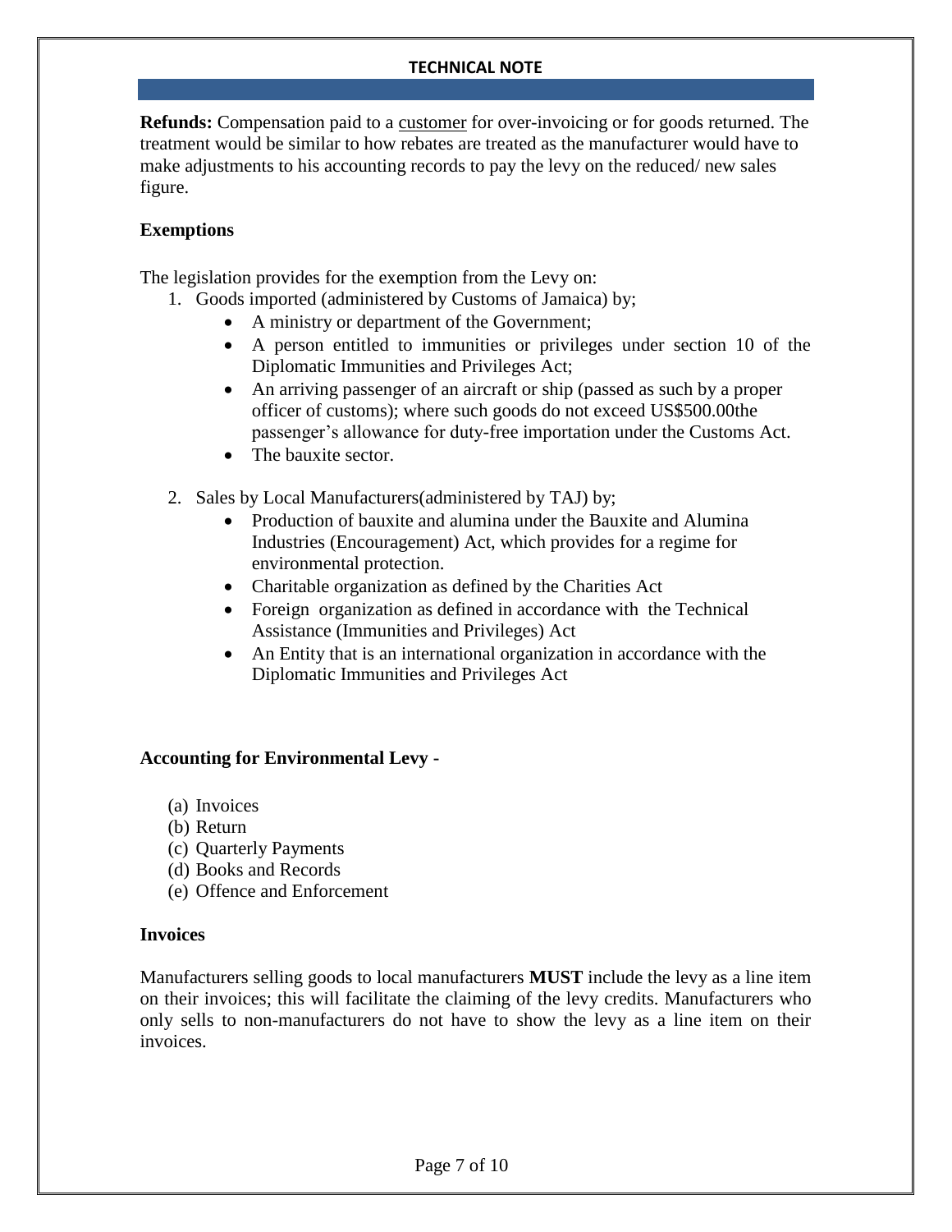**Refunds:** Compensation paid to a customer for over-invoicing or for goods returned. The treatment would be similar to how rebates are treated as the manufacturer would have to make adjustments to his accounting records to pay the levy on the reduced/ new sales figure.

**Exemptions**

The legislation provides for the exemption from the Levy on:

1. Goods imported (administered by Customs of Jamaica) by;
   - A ministry or department of the Government;
   - A person entitled to immunities or privileges under section 10 of the Diplomatic Immunities and Privileges Act;
   - An arriving passenger of an aircraft or ship (passed as such by a proper officer of customs); where such goods do not exceed US$500.00the passenger's allowance for duty-free importation under the Customs Act.
   - The bauxite sector.

2. Sales by Local Manufacturers(administered by TAJ) by;
   - Production of bauxite and alumina under the Bauxite and Alumina Industries (Encouragement) Act, which provides for a regime for environmental protection.
   - Charitable organization as defined by the Charities Act
   - Foreign organization as defined in accordance with the Technical Assistance (Immunities and Privileges) Act
   - An Entity that is an international organization in accordance with the Diplomatic Immunities and Privileges Act

**Accounting for Environmental Levy -**

(a) Invoices
(b) Return
(c) Quarterly Payments
(d) Books and Records
(e) Offence and Enforcement

**Invoices**

Manufacturers selling goods to local manufacturers **MUST** include the levy as a line item on their invoices; this will facilitate the claiming of the levy credits. Manufacturers who only sells to non-manufacturers do not have to show the levy as a line item on their invoices.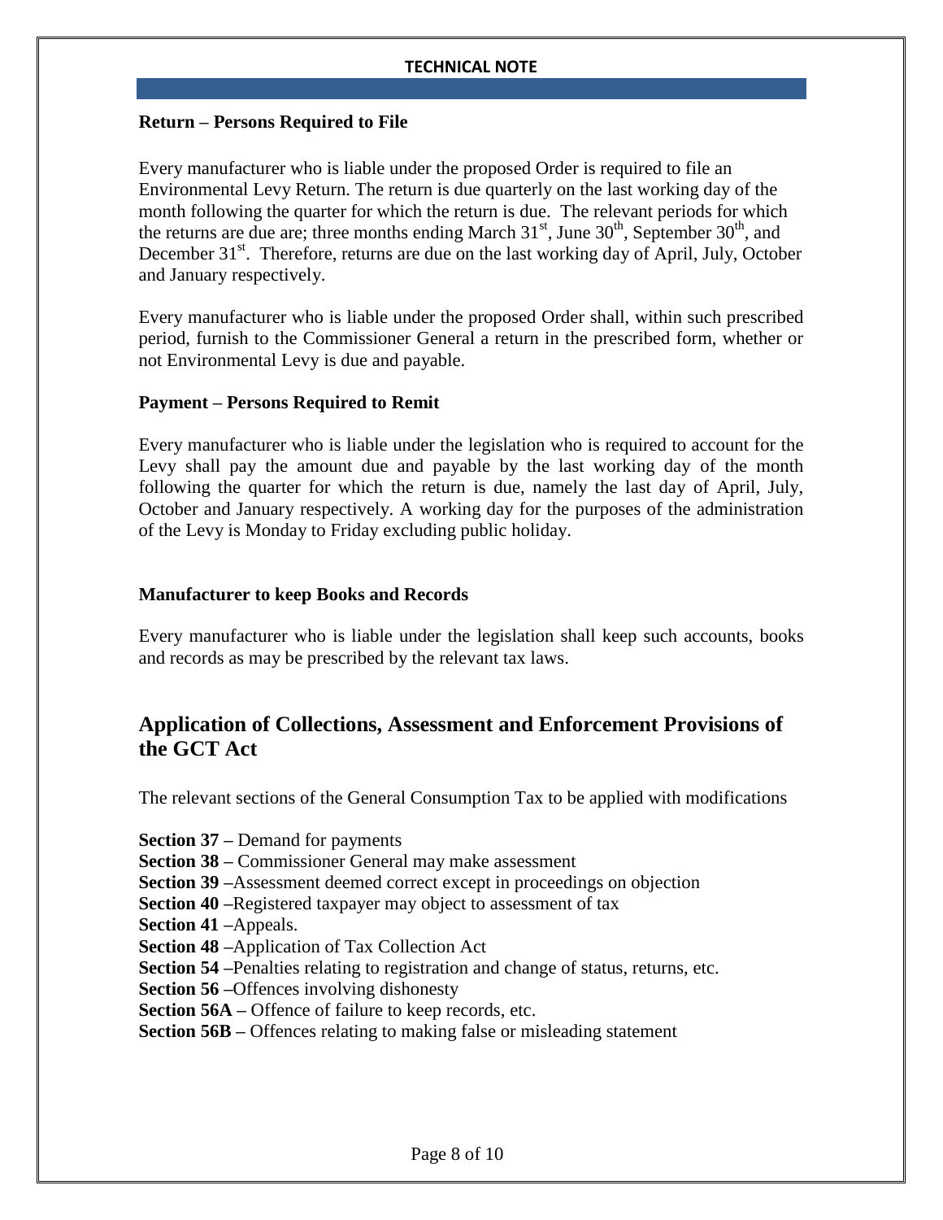**Return – Persons Required to File**

Every manufacturer who is liable under the proposed Order is required to file an Environmental Levy Return. The return is due quarterly on the last working day of the month following the quarter for which the return is due. The relevant periods for which the returns are due are; three months ending March 31st, June 30th, September 30th, and December 31st. Therefore, returns are due on the last working day of April, July, October and January respectively.

Every manufacturer who is liable under the proposed Order shall, within such prescribed period, furnish to the Commissioner General a return in the prescribed form, whether or not Environmental Levy is due and payable.

**Payment – Persons Required to Remit**

Every manufacturer who is liable under the legislation who is required to account for the Levy shall pay the amount due and payable by the last working day of the month following the quarter for which the return is due, namely the last day of April, July, October and January respectively. A working day for the purposes of the administration of the Levy is Monday to Friday excluding public holiday.

**Manufacturer to keep Books and Records**

Every manufacturer who is liable under the legislation shall keep such accounts, books and records as may be prescribed by the relevant tax laws.

## Application of Collections, Assessment and Enforcement Provisions of the GCT Act

The relevant sections of the General Consumption Tax to be applied with modifications

**Section 37 –** Demand for payments
**Section 38 –** Commissioner General may make assessment
**Section 39 –**Assessment deemed correct except in proceedings on objection
**Section 40 –**Registered taxpayer may object to assessment of tax
**Section 41 –**Appeals.
**Section 48 –**Application of Tax Collection Act
**Section 54 –**Penalties relating to registration and change of status, returns, etc.
**Section 56 –**Offences involving dishonesty
**Section 56A –** Offence of failure to keep records, etc.
**Section 56B –** Offences relating to making false or misleading statement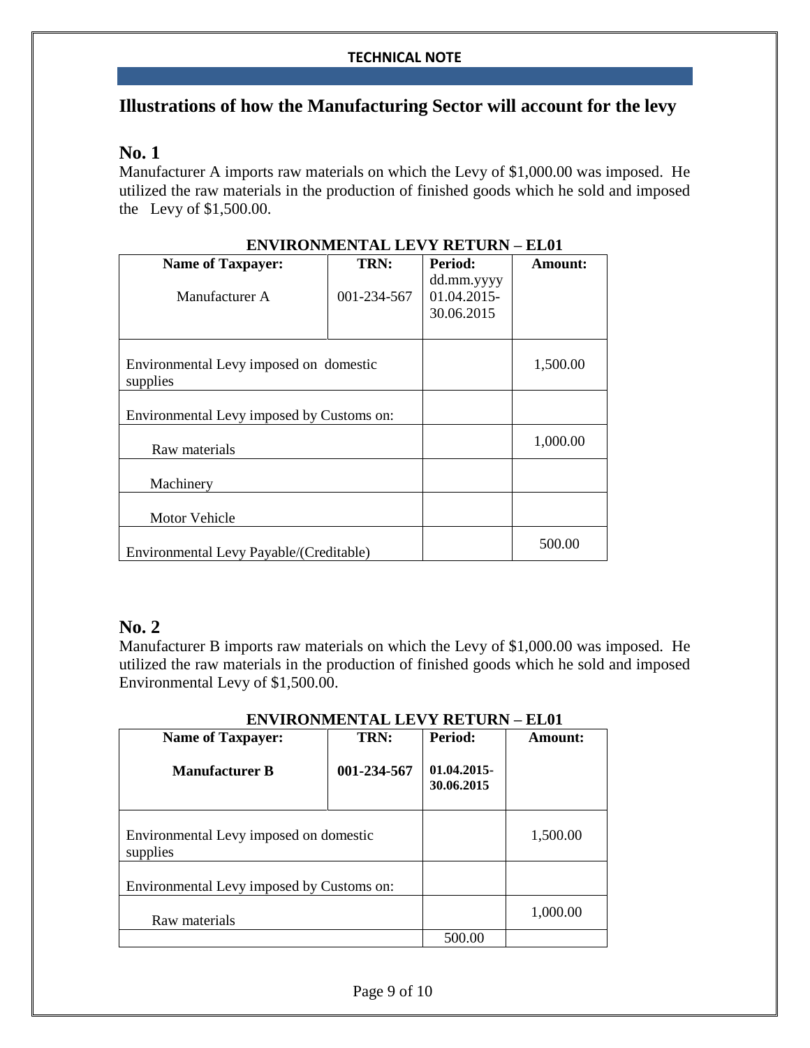## Illustrations of how the Manufacturing Sector will account for the levy

### No. 1

Manufacturer A imports raw materials on which the Levy of $1,000.00 was imposed. He utilized the raw materials in the production of finished goods which he sold and imposed the Levy of $1,500.00.

**ENVIRONMENTAL LEVY RETURN – EL01**

| Name of Taxpayer: | TRN: | Period: | Amount: |
|---|---|---|---|
| Manufacturer A | 001-234-567 | dd.mm.yyyy 01.04.2015-30.06.2015 | |
| Environmental Levy imposed on domestic supplies | | | 1,500.00 |
| Environmental Levy imposed by Customs on: | | | |
| Raw materials | | | 1,000.00 |
| Machinery | | | |
| Motor Vehicle | | | |
| Environmental Levy Payable/(Creditable) | | | 500.00 |

### No. 2

Manufacturer B imports raw materials on which the Levy of $1,000.00 was imposed. He utilized the raw materials in the production of finished goods which he sold and imposed Environmental Levy of $1,500.00.

**ENVIRONMENTAL LEVY RETURN – EL01**

| Name of Taxpayer: | TRN: | Period: | Amount: |
|---|---|---|---|
| **Manufacturer B** | **001-234-567** | **01.04.2015-30.06.2015** | |
| Environmental Levy imposed on domestic supplies | | | 1,500.00 |
| Environmental Levy imposed by Customs on: | | | |
| Raw materials | | | 1,000.00 |
| | | 500.00 | |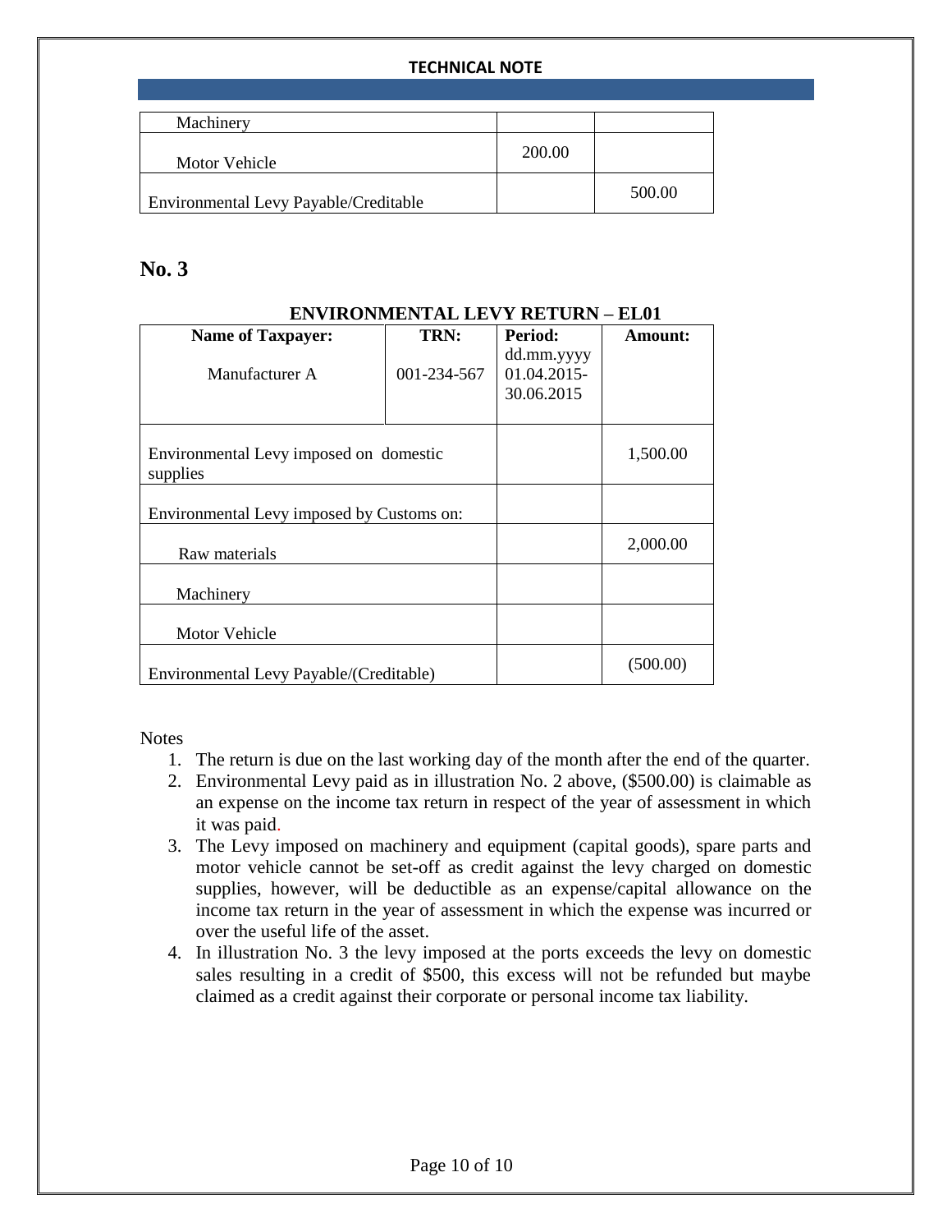| | | |
|---|---|---|
| Machinery | | |
| Motor Vehicle | 200.00 | |
| Environmental Levy Payable/Creditable | | 500.00 |

## No. 3

**ENVIRONMENTAL LEVY RETURN – EL01**

| **Name of Taxpayer:** Manufacturer A | **TRN:** 001-234-567 | **Period:** dd.mm.yyyy 01.04.2015-30.06.2015 | **Amount:** |
|---|---|---|---|
| Environmental Levy imposed on domestic supplies | | | 1,500.00 |
| Environmental Levy imposed by Customs on: | | | |
| Raw materials | | | 2,000.00 |
| Machinery | | | |
| Motor Vehicle | | | |
| Environmental Levy Payable/(Creditable) | | | (500.00) |

Notes

1. The return is due on the last working day of the month after the end of the quarter.
2. Environmental Levy paid as in illustration No. 2 above, ($500.00) is claimable as an expense on the income tax return in respect of the year of assessment in which it was paid.
3. The Levy imposed on machinery and equipment (capital goods), spare parts and motor vehicle cannot be set-off as credit against the levy charged on domestic supplies, however, will be deductible as an expense/capital allowance on the income tax return in the year of assessment in which the expense was incurred or over the useful life of the asset.
4. In illustration No. 3 the levy imposed at the ports exceeds the levy on domestic sales resulting in a credit of $500, this excess will not be refunded but maybe claimed as a credit against their corporate or personal income tax liability.